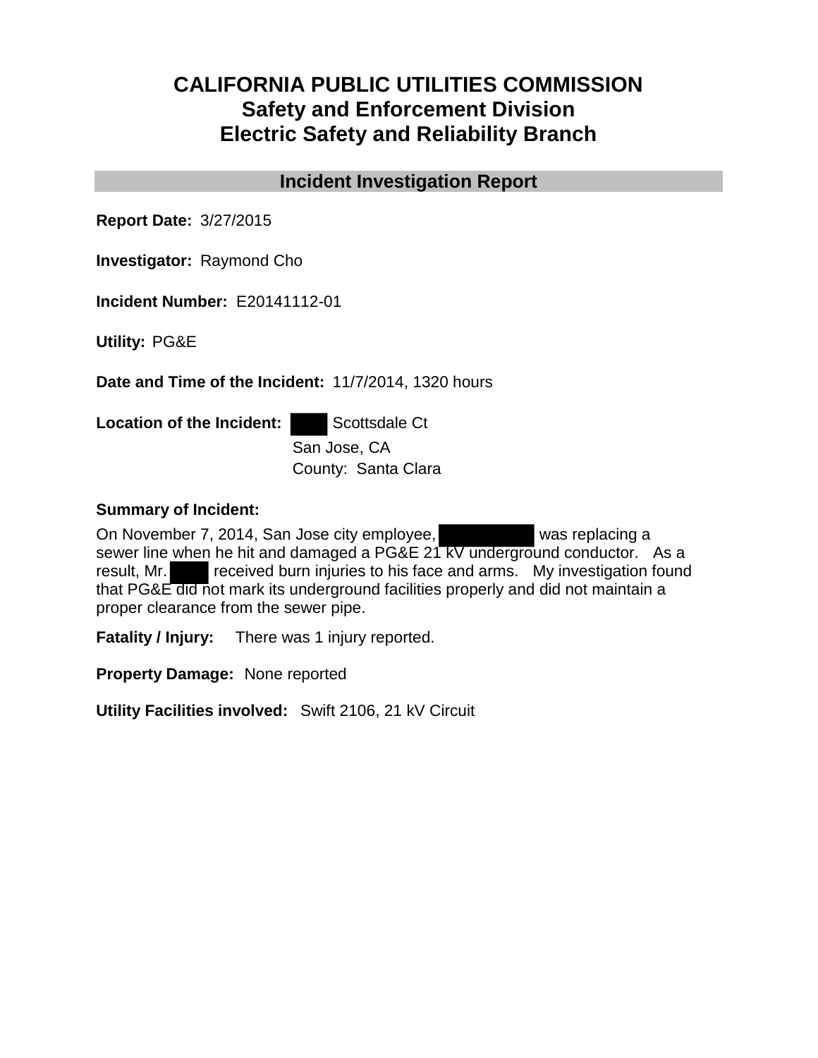# CALIFORNIA PUBLIC UTILITIES COMMISSION
## Safety and Enforcement Division
## Electric Safety and Reliability Branch

### Incident Investigation Report

**Report Date:** 3/27/2015

**Investigator:** Raymond Cho

**Incident Number:** E20141112-01

**Utility:** PG&E

**Date and Time of the Incident:** 11/7/2014, 1320 hours

**Location of the Incident:** ████ Scottsdale Ct
San Jose, CA
County: Santa Clara

**Summary of Incident:**

On November 7, 2014, San Jose city employee, ██████████ was replacing a sewer line when he hit and damaged a PG&E 21 kV underground conductor. As a result, Mr. ████ received burn injuries to his face and arms. My investigation found that PG&E did not mark its underground facilities properly and did not maintain a proper clearance from the sewer pipe.

**Fatality / Injury:** There was 1 injury reported.

**Property Damage:** None reported

**Utility Facilities involved:** Swift 2106, 21 kV Circuit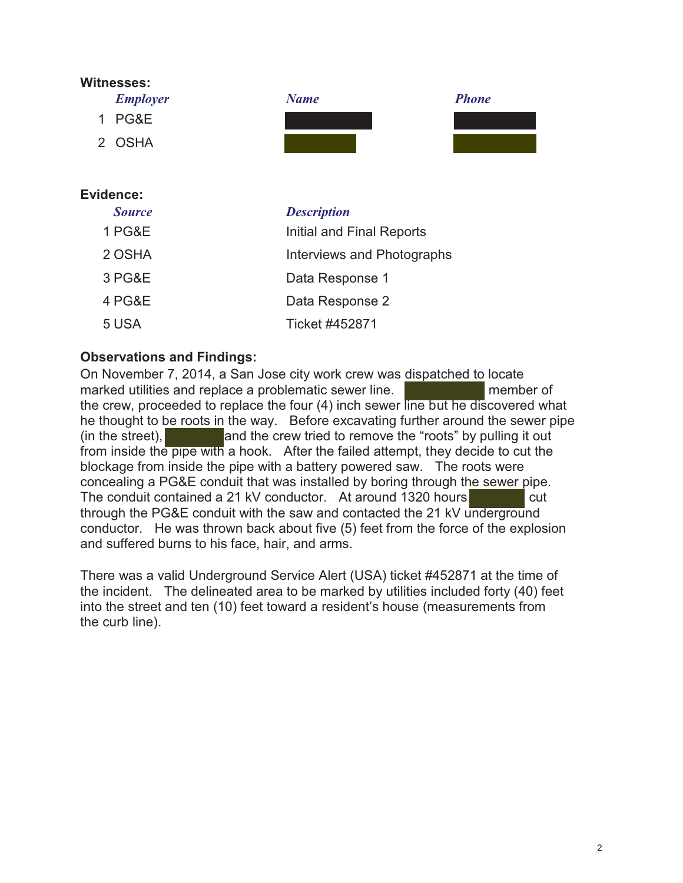**Witnesses:**

| | *Employer* | *Name* | *Phone* |
|---|---|---|---|
| 1 | PG&E | | |
| 2 | OSHA | | |

**Evidence:**

| | *Source* | *Description* |
|---|---|---|
| 1 | PG&E | Initial and Final Reports |
| 2 | OSHA | Interviews and Photographs |
| 3 | PG&E | Data Response 1 |
| 4 | PG&E | Data Response 2 |
| 5 | USA | Ticket #452871 |

**Observations and Findings:**

On November 7, 2014, a San Jose city work crew was dispatched to locate marked utilities and replace a problematic sewer line. [redacted] member of the crew, proceeded to replace the four (4) inch sewer line but he discovered what he thought to be roots in the way. Before excavating further around the sewer pipe (in the street), [redacted] and the crew tried to remove the "roots" by pulling it out from inside the pipe with a hook. After the failed attempt, they decide to cut the blockage from inside the pipe with a battery powered saw. The roots were concealing a PG&E conduit that was installed by boring through the sewer pipe. The conduit contained a 21 kV conductor. At around 1320 hours [redacted] cut through the PG&E conduit with the saw and contacted the 21 kV underground conductor. He was thrown back about five (5) feet from the force of the explosion and suffered burns to his face, hair, and arms.

There was a valid Underground Service Alert (USA) ticket #452871 at the time of the incident. The delineated area to be marked by utilities included forty (40) feet into the street and ten (10) feet toward a resident's house (measurements from the curb line).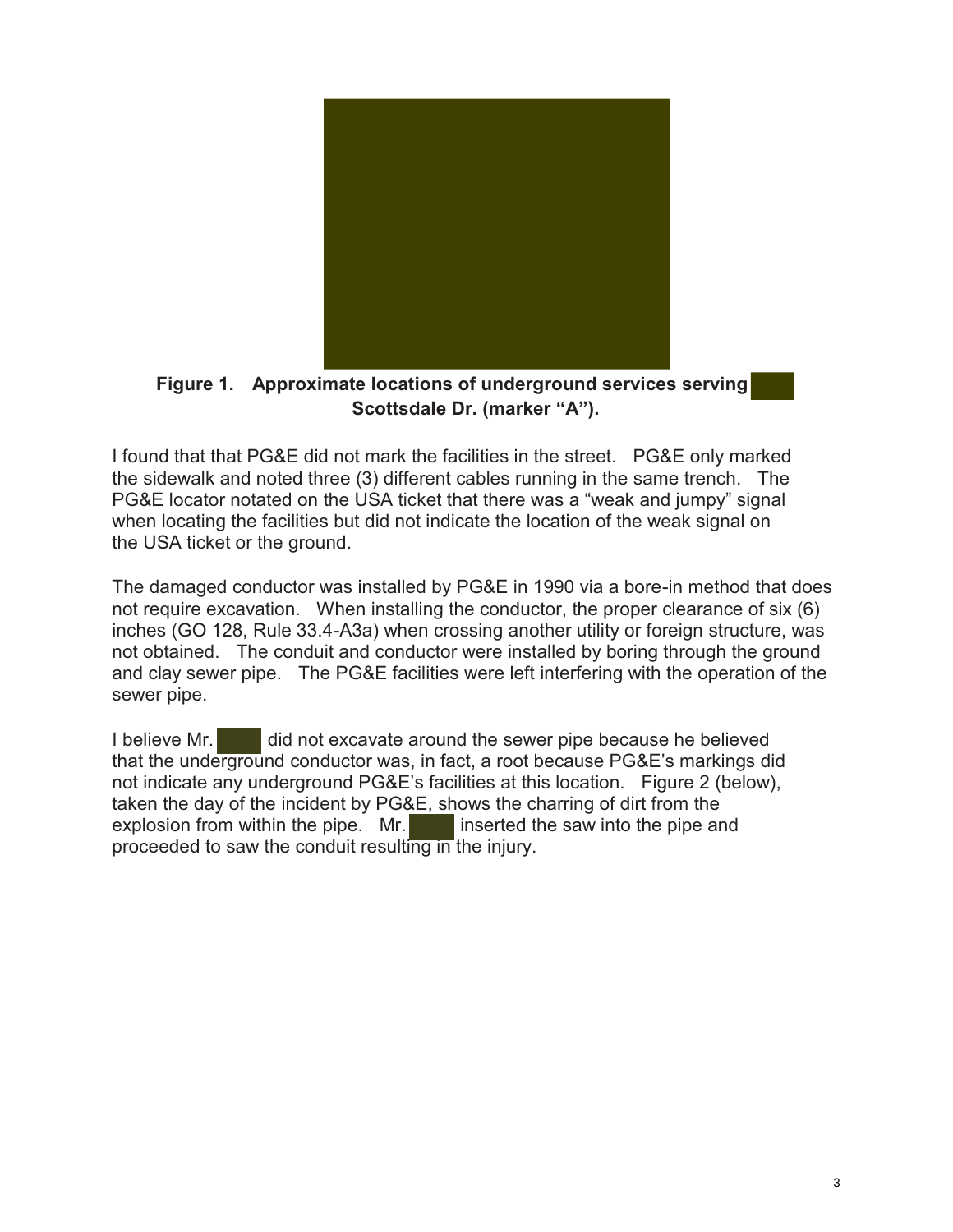**Figure 1. Approximate locations of underground services serving Scottsdale Dr. (marker "A").**

I found that that PG&E did not mark the facilities in the street. PG&E only marked the sidewalk and noted three (3) different cables running in the same trench. The PG&E locator notated on the USA ticket that there was a "weak and jumpy" signal when locating the facilities but did not indicate the location of the weak signal on the USA ticket or the ground.

The damaged conductor was installed by PG&E in 1990 via a bore-in method that does not require excavation. When installing the conductor, the proper clearance of six (6) inches (GO 128, Rule 33.4-A3a) when crossing another utility or foreign structure, was not obtained. The conduit and conductor were installed by boring through the ground and clay sewer pipe. The PG&E facilities were left interfering with the operation of the sewer pipe.

I believe Mr. did not excavate around the sewer pipe because he believed that the underground conductor was, in fact, a root because PG&E's markings did not indicate any underground PG&E's facilities at this location. Figure 2 (below), taken the day of the incident by PG&E, shows the charring of dirt from the explosion from within the pipe. Mr. inserted the saw into the pipe and proceeded to saw the conduit resulting in the injury.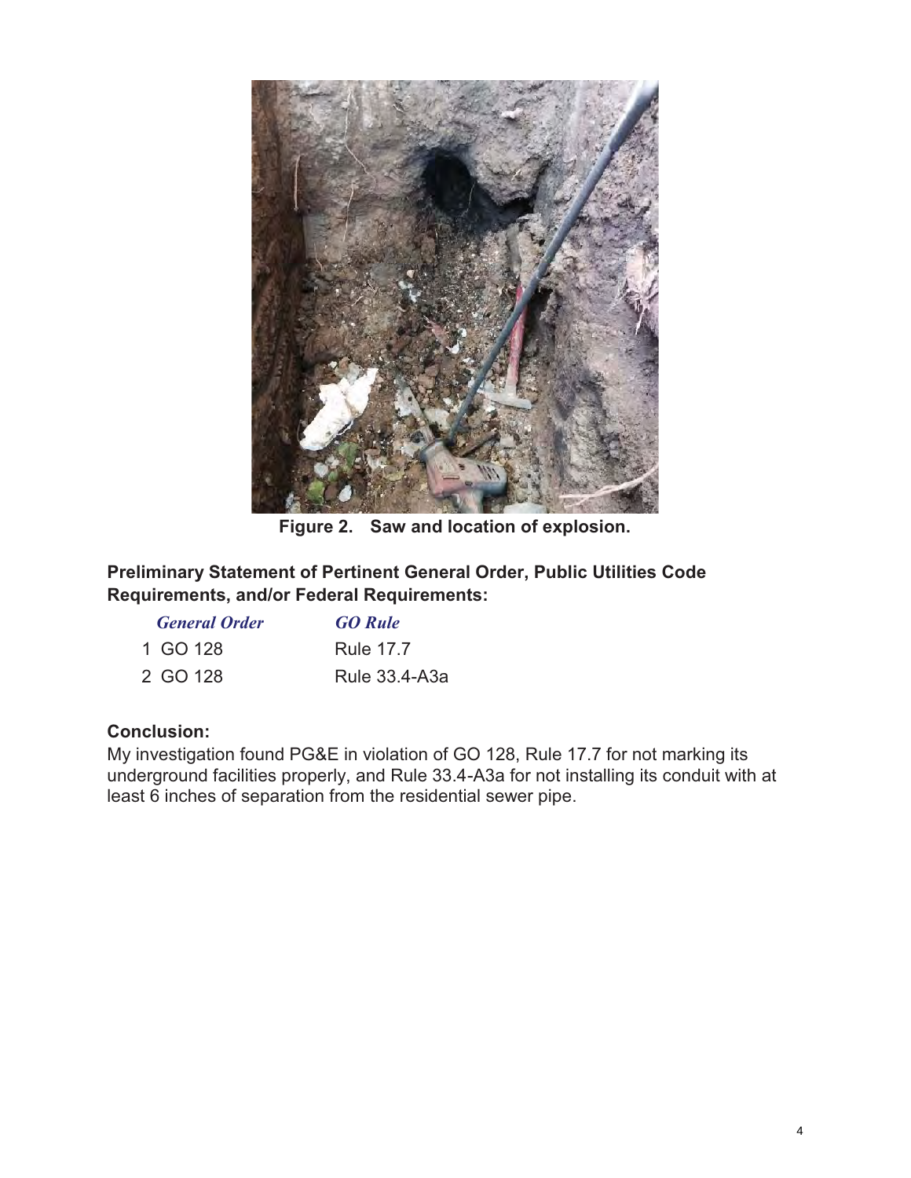Figure 2. Saw and location of explosion.

**Preliminary Statement of Pertinent General Order, Public Utilities Code Requirements, and/or Federal Requirements:**

| | *General Order* | *GO Rule* |
|---|---|---|
| 1 | GO 128 | Rule 17.7 |
| 2 | GO 128 | Rule 33.4-A3a |

**Conclusion:**

My investigation found PG&E in violation of GO 128, Rule 17.7 for not marking its underground facilities properly, and Rule 33.4-A3a for not installing its conduit with at least 6 inches of separation from the residential sewer pipe.